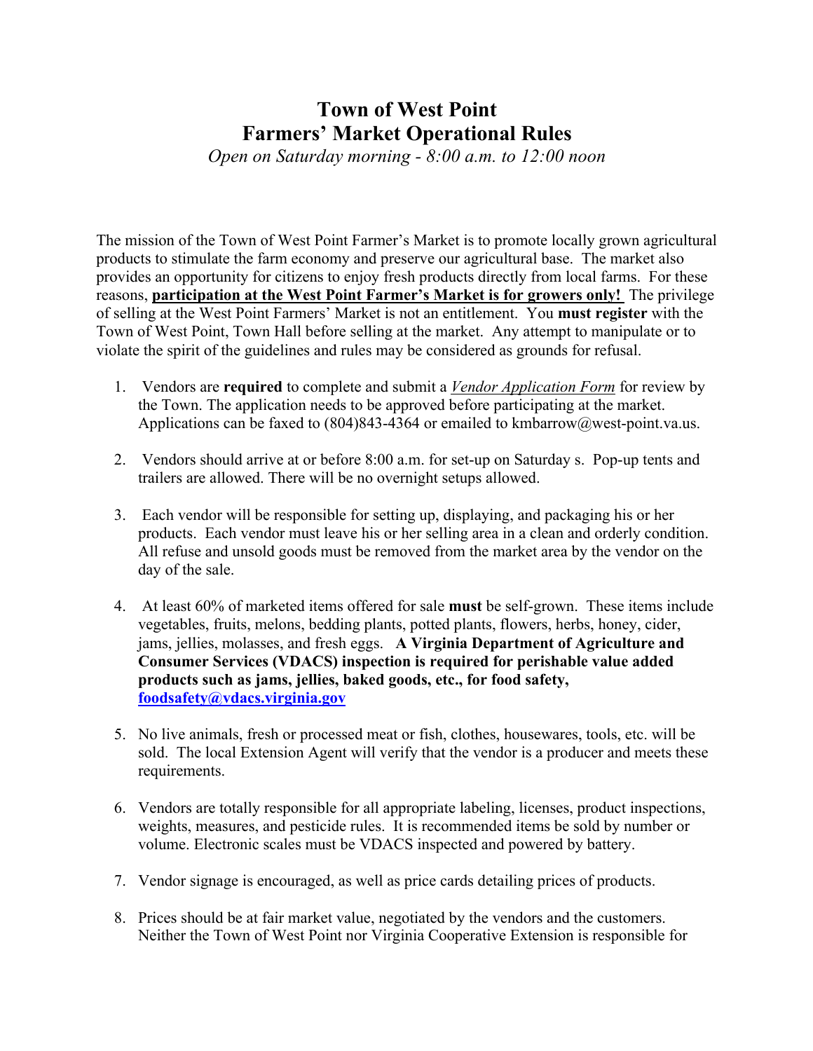# Town of West Point
# Farmers' Market Operational Rules

*Open on Saturday morning - 8:00 a.m. to 12:00 noon*

The mission of the Town of West Point Farmer's Market is to promote locally grown agricultural products to stimulate the farm economy and preserve our agricultural base. The market also provides an opportunity for citizens to enjoy fresh products directly from local farms. For these reasons, **participation at the West Point Farmer's Market is for growers only!** The privilege of selling at the West Point Farmers' Market is not an entitlement. You **must register** with the Town of West Point, Town Hall before selling at the market. Any attempt to manipulate or to violate the spirit of the guidelines and rules may be considered as grounds for refusal.

1. Vendors are **required** to complete and submit a *Vendor Application Form* for review by the Town. The application needs to be approved before participating at the market. Applications can be faxed to (804)843-4364 or emailed to kmbarrow@west-point.va.us.

2. Vendors should arrive at or before 8:00 a.m. for set-up on Saturday s. Pop-up tents and trailers are allowed. There will be no overnight setups allowed.

3. Each vendor will be responsible for setting up, displaying, and packaging his or her products. Each vendor must leave his or her selling area in a clean and orderly condition. All refuse and unsold goods must be removed from the market area by the vendor on the day of the sale.

4. At least 60% of marketed items offered for sale **must** be self-grown. These items include vegetables, fruits, melons, bedding plants, potted plants, flowers, herbs, honey, cider, jams, jellies, molasses, and fresh eggs. **A Virginia Department of Agriculture and Consumer Services (VDACS) inspection is required for perishable value added products such as jams, jellies, baked goods, etc., for food safety, foodsafety@vdacs.virginia.gov**

5. No live animals, fresh or processed meat or fish, clothes, housewares, tools, etc. will be sold. The local Extension Agent will verify that the vendor is a producer and meets these requirements.

6. Vendors are totally responsible for all appropriate labeling, licenses, product inspections, weights, measures, and pesticide rules. It is recommended items be sold by number or volume. Electronic scales must be VDACS inspected and powered by battery.

7. Vendor signage is encouraged, as well as price cards detailing prices of products.

8. Prices should be at fair market value, negotiated by the vendors and the customers. Neither the Town of West Point nor Virginia Cooperative Extension is responsible for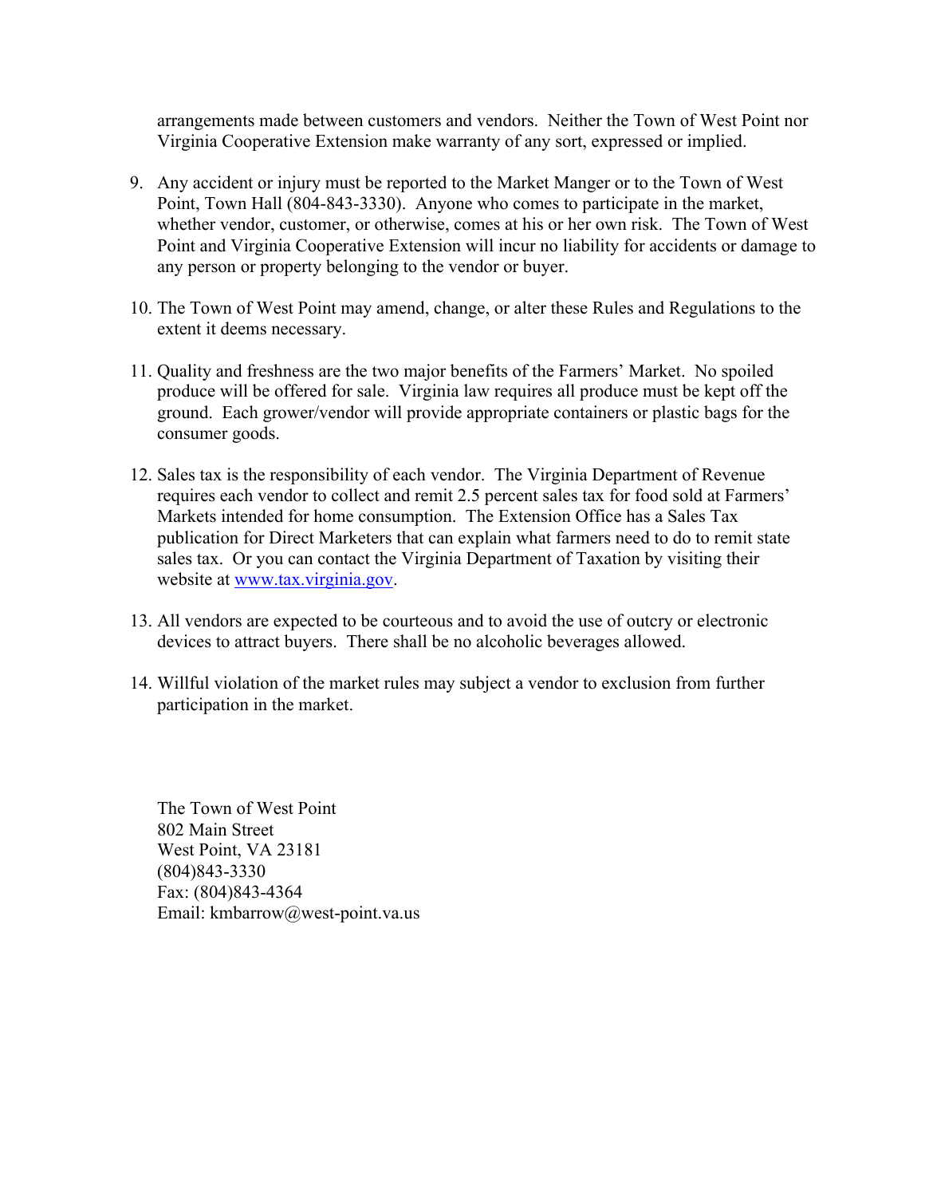arrangements made between customers and vendors. Neither the Town of West Point nor Virginia Cooperative Extension make warranty of any sort, expressed or implied.

9. Any accident or injury must be reported to the Market Manger or to the Town of West Point, Town Hall (804-843-3330). Anyone who comes to participate in the market, whether vendor, customer, or otherwise, comes at his or her own risk. The Town of West Point and Virginia Cooperative Extension will incur no liability for accidents or damage to any person or property belonging to the vendor or buyer.

10. The Town of West Point may amend, change, or alter these Rules and Regulations to the extent it deems necessary.

11. Quality and freshness are the two major benefits of the Farmers' Market. No spoiled produce will be offered for sale. Virginia law requires all produce must be kept off the ground. Each grower/vendor will provide appropriate containers or plastic bags for the consumer goods.

12. Sales tax is the responsibility of each vendor. The Virginia Department of Revenue requires each vendor to collect and remit 2.5 percent sales tax for food sold at Farmers' Markets intended for home consumption. The Extension Office has a Sales Tax publication for Direct Marketers that can explain what farmers need to do to remit state sales tax. Or you can contact the Virginia Department of Taxation by visiting their website at [www.tax.virginia.gov](http://www.tax.virginia.gov).

13. All vendors are expected to be courteous and to avoid the use of outcry or electronic devices to attract buyers. There shall be no alcoholic beverages allowed.

14. Willful violation of the market rules may subject a vendor to exclusion from further participation in the market.

The Town of West Point
802 Main Street
West Point, VA 23181
(804)843-3330
Fax: (804)843-4364
Email: kmbarrow@west-point.va.us